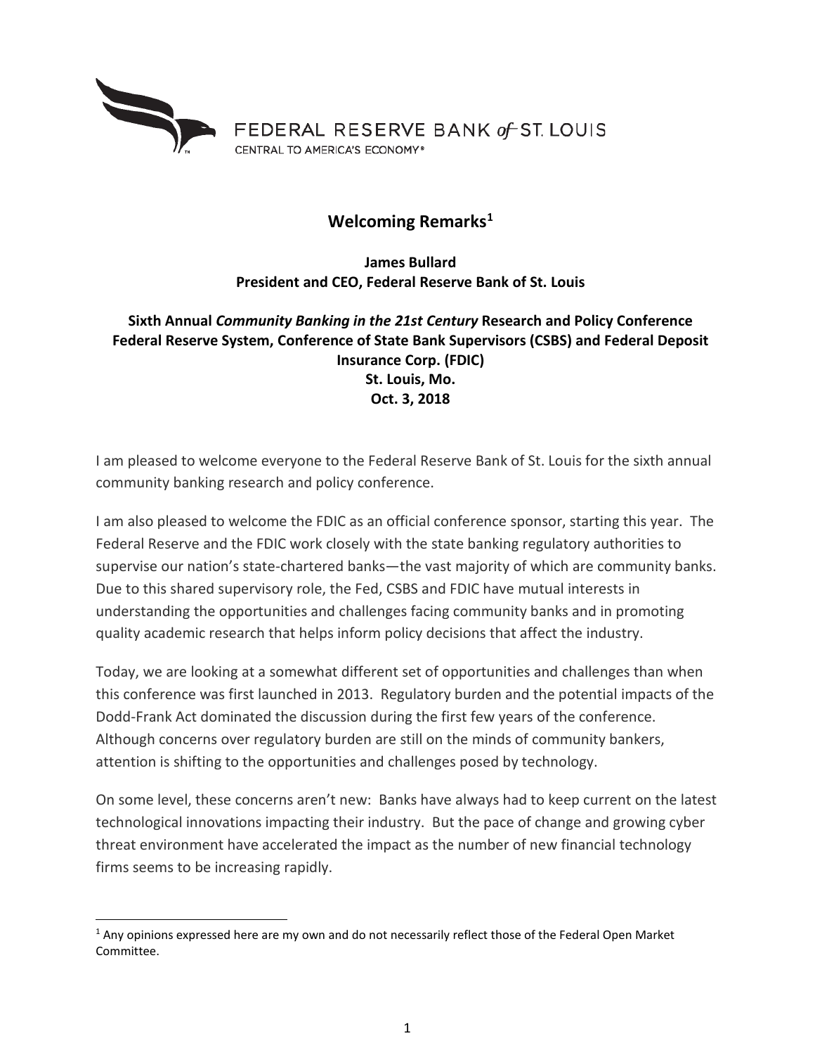FEDERAL RESERVE BANK *of* ST. LOUIS
CENTRAL TO AMERICA'S ECONOMY®

# Welcoming Remarks[1]

**James Bullard**
**President and CEO, Federal Reserve Bank of St. Louis**

**Sixth Annual *Community Banking in the 21st Century* Research and Policy Conference**
**Federal Reserve System, Conference of State Bank Supervisors (CSBS) and Federal Deposit Insurance Corp. (FDIC)**
**St. Louis, Mo.**
**Oct. 3, 2018**

I am pleased to welcome everyone to the Federal Reserve Bank of St. Louis for the sixth annual community banking research and policy conference.

I am also pleased to welcome the FDIC as an official conference sponsor, starting this year. The Federal Reserve and the FDIC work closely with the state banking regulatory authorities to supervise our nation's state-chartered banks—the vast majority of which are community banks. Due to this shared supervisory role, the Fed, CSBS and FDIC have mutual interests in understanding the opportunities and challenges facing community banks and in promoting quality academic research that helps inform policy decisions that affect the industry.

Today, we are looking at a somewhat different set of opportunities and challenges than when this conference was first launched in 2013. Regulatory burden and the potential impacts of the Dodd-Frank Act dominated the discussion during the first few years of the conference. Although concerns over regulatory burden are still on the minds of community bankers, attention is shifting to the opportunities and challenges posed by technology.

On some level, these concerns aren't new: Banks have always had to keep current on the latest technological innovations impacting their industry. But the pace of change and growing cyber threat environment have accelerated the impact as the number of new financial technology firms seems to be increasing rapidly.

[1] Any opinions expressed here are my own and do not necessarily reflect those of the Federal Open Market Committee.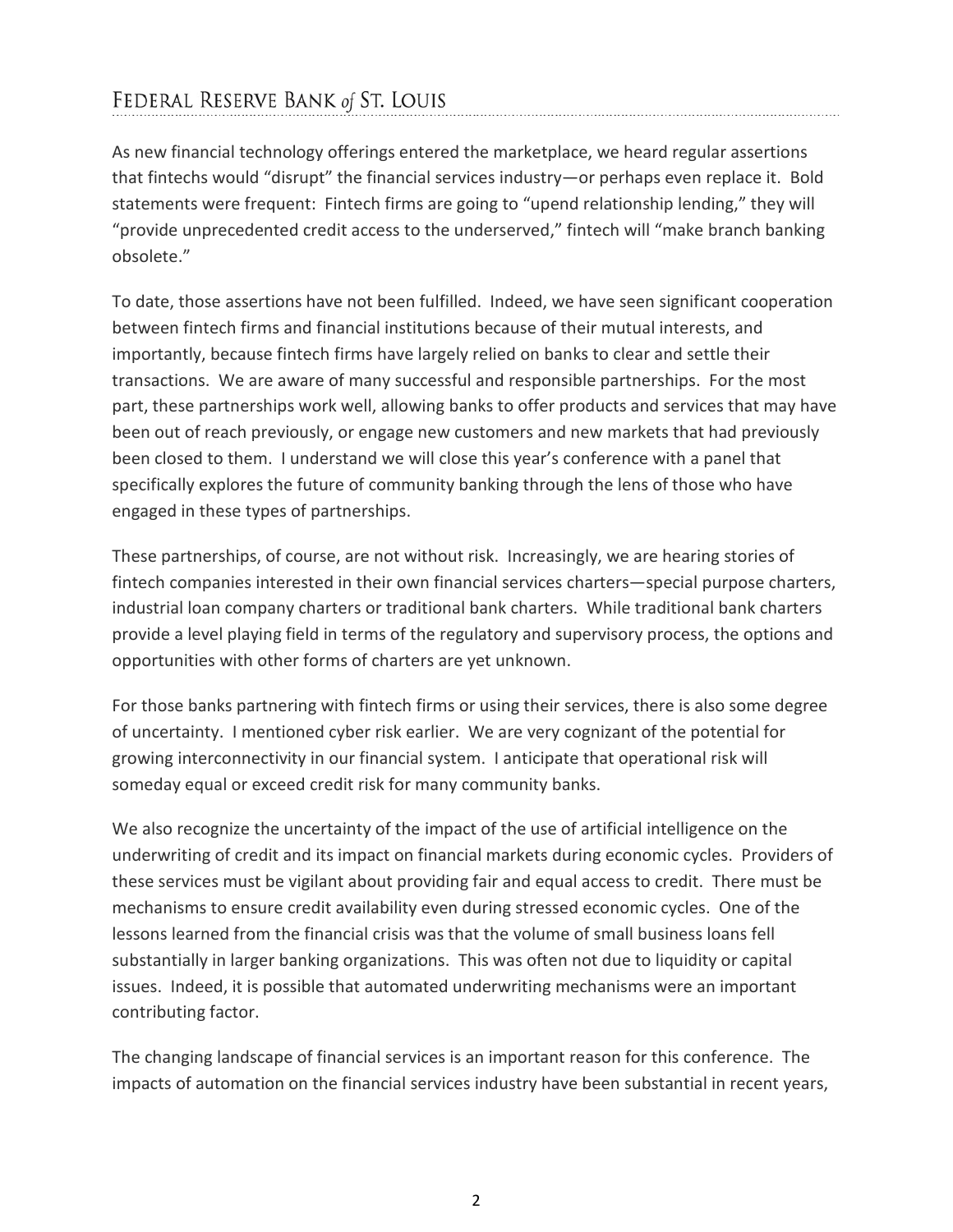As new financial technology offerings entered the marketplace, we heard regular assertions that fintechs would "disrupt" the financial services industry—or perhaps even replace it. Bold statements were frequent: Fintech firms are going to "upend relationship lending," they will "provide unprecedented credit access to the underserved," fintech will "make branch banking obsolete."

To date, those assertions have not been fulfilled. Indeed, we have seen significant cooperation between fintech firms and financial institutions because of their mutual interests, and importantly, because fintech firms have largely relied on banks to clear and settle their transactions. We are aware of many successful and responsible partnerships. For the most part, these partnerships work well, allowing banks to offer products and services that may have been out of reach previously, or engage new customers and new markets that had previously been closed to them. I understand we will close this year's conference with a panel that specifically explores the future of community banking through the lens of those who have engaged in these types of partnerships.

These partnerships, of course, are not without risk. Increasingly, we are hearing stories of fintech companies interested in their own financial services charters—special purpose charters, industrial loan company charters or traditional bank charters. While traditional bank charters provide a level playing field in terms of the regulatory and supervisory process, the options and opportunities with other forms of charters are yet unknown.

For those banks partnering with fintech firms or using their services, there is also some degree of uncertainty. I mentioned cyber risk earlier. We are very cognizant of the potential for growing interconnectivity in our financial system. I anticipate that operational risk will someday equal or exceed credit risk for many community banks.

We also recognize the uncertainty of the impact of the use of artificial intelligence on the underwriting of credit and its impact on financial markets during economic cycles. Providers of these services must be vigilant about providing fair and equal access to credit. There must be mechanisms to ensure credit availability even during stressed economic cycles. One of the lessons learned from the financial crisis was that the volume of small business loans fell substantially in larger banking organizations. This was often not due to liquidity or capital issues. Indeed, it is possible that automated underwriting mechanisms were an important contributing factor.

The changing landscape of financial services is an important reason for this conference. The impacts of automation on the financial services industry have been substantial in recent years,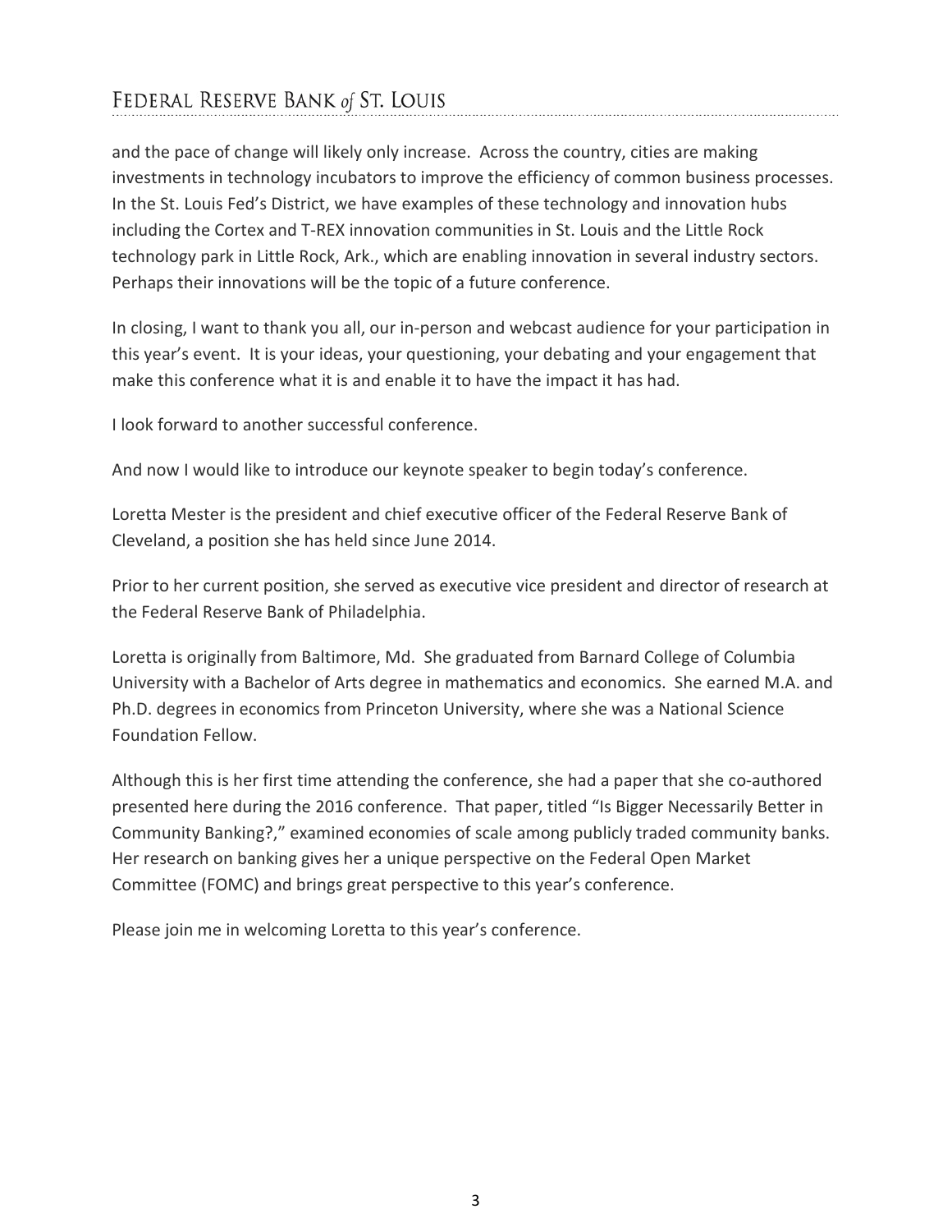and the pace of change will likely only increase. Across the country, cities are making investments in technology incubators to improve the efficiency of common business processes. In the St. Louis Fed's District, we have examples of these technology and innovation hubs including the Cortex and T-REX innovation communities in St. Louis and the Little Rock technology park in Little Rock, Ark., which are enabling innovation in several industry sectors. Perhaps their innovations will be the topic of a future conference.

In closing, I want to thank you all, our in-person and webcast audience for your participation in this year's event. It is your ideas, your questioning, your debating and your engagement that make this conference what it is and enable it to have the impact it has had.

I look forward to another successful conference.

And now I would like to introduce our keynote speaker to begin today's conference.

Loretta Mester is the president and chief executive officer of the Federal Reserve Bank of Cleveland, a position she has held since June 2014.

Prior to her current position, she served as executive vice president and director of research at the Federal Reserve Bank of Philadelphia.

Loretta is originally from Baltimore, Md. She graduated from Barnard College of Columbia University with a Bachelor of Arts degree in mathematics and economics. She earned M.A. and Ph.D. degrees in economics from Princeton University, where she was a National Science Foundation Fellow.

Although this is her first time attending the conference, she had a paper that she co-authored presented here during the 2016 conference. That paper, titled "Is Bigger Necessarily Better in Community Banking?," examined economies of scale among publicly traded community banks. Her research on banking gives her a unique perspective on the Federal Open Market Committee (FOMC) and brings great perspective to this year's conference.

Please join me in welcoming Loretta to this year's conference.